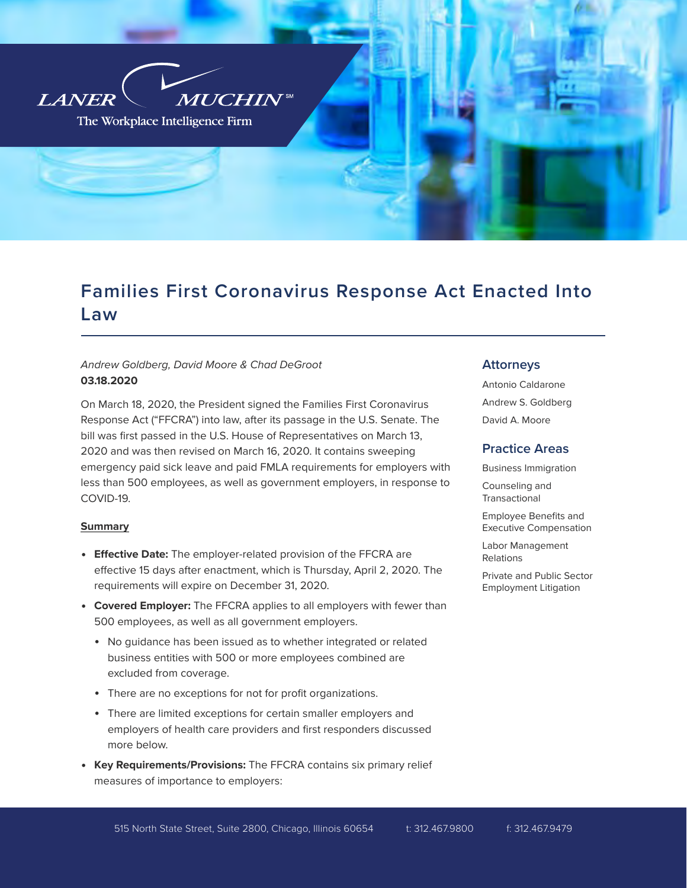LANER MUCHIN[SM]

The Workplace Intelligence Firm

# Families First Coronavirus Response Act Enacted Into Law

*Andrew Goldberg, David Moore & Chad DeGroot*
**03.18.2020**

On March 18, 2020, the President signed the Families First Coronavirus Response Act ("FFCRA") into law, after its passage in the U.S. Senate. The bill was first passed in the U.S. House of Representatives on March 13, 2020 and was then revised on March 16, 2020. It contains sweeping emergency paid sick leave and paid FMLA requirements for employers with less than 500 employees, as well as government employers, in response to COVID-19.

**Summary**

- **Effective Date:** The employer-related provision of the FFCRA are effective 15 days after enactment, which is Thursday, April 2, 2020. The requirements will expire on December 31, 2020.
- **Covered Employer:** The FFCRA applies to all employers with fewer than 500 employees, as well as all government employers.
  - No guidance has been issued as to whether integrated or related business entities with 500 or more employees combined are excluded from coverage.
  - There are no exceptions for not for profit organizations.
  - There are limited exceptions for certain smaller employers and employers of health care providers and first responders discussed more below.
- **Key Requirements/Provisions:** The FFCRA contains six primary relief measures of importance to employers:

## Attorneys

Antonio Caldarone

Andrew S. Goldberg

David A. Moore

## Practice Areas

Business Immigration

Counseling and Transactional

Employee Benefits and Executive Compensation

Labor Management Relations

Private and Public Sector Employment Litigation

515 North State Street, Suite 2800, Chicago, Illinois 60654 t: 312.467.9800 f: 312.467.9479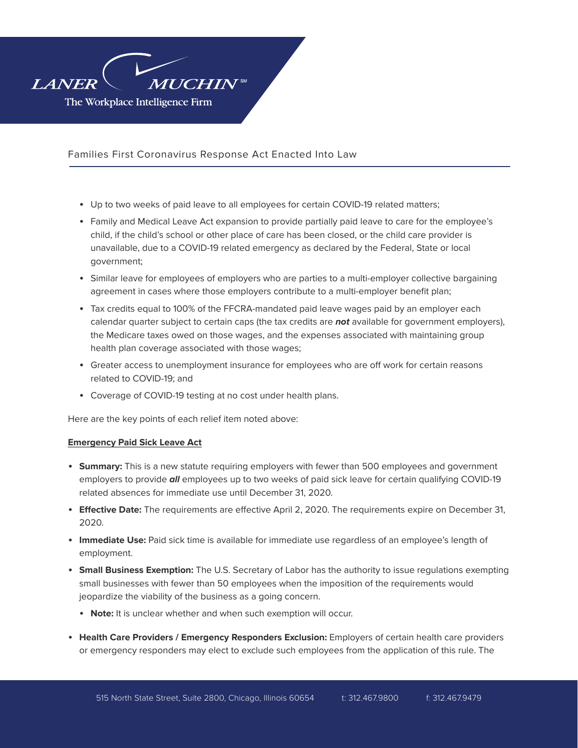Families First Coronavirus Response Act Enacted Into Law

- Up to two weeks of paid leave to all employees for certain COVID-19 related matters;
- Family and Medical Leave Act expansion to provide partially paid leave to care for the employee's child, if the child's school or other place of care has been closed, or the child care provider is unavailable, due to a COVID-19 related emergency as declared by the Federal, State or local government;
- Similar leave for employees of employers who are parties to a multi-employer collective bargaining agreement in cases where those employers contribute to a multi-employer benefit plan;
- Tax credits equal to 100% of the FFCRA-mandated paid leave wages paid by an employer each calendar quarter subject to certain caps (the tax credits are ***not*** available for government employers), the Medicare taxes owed on those wages, and the expenses associated with maintaining group health plan coverage associated with those wages;
- Greater access to unemployment insurance for employees who are off work for certain reasons related to COVID-19; and
- Coverage of COVID-19 testing at no cost under health plans.

Here are the key points of each relief item noted above:

**Emergency Paid Sick Leave Act**

- **Summary:** This is a new statute requiring employers with fewer than 500 employees and government employers to provide ***all*** employees up to two weeks of paid sick leave for certain qualifying COVID-19 related absences for immediate use until December 31, 2020.
- **Effective Date:** The requirements are effective April 2, 2020. The requirements expire on December 31, 2020.
- **Immediate Use:** Paid sick time is available for immediate use regardless of an employee's length of employment.
- **Small Business Exemption:** The U.S. Secretary of Labor has the authority to issue regulations exempting small businesses with fewer than 50 employees when the imposition of the requirements would jeopardize the viability of the business as a going concern.
  - **Note:** It is unclear whether and when such exemption will occur.
- **Health Care Providers / Emergency Responders Exclusion:** Employers of certain health care providers or emergency responders may elect to exclude such employees from the application of this rule. The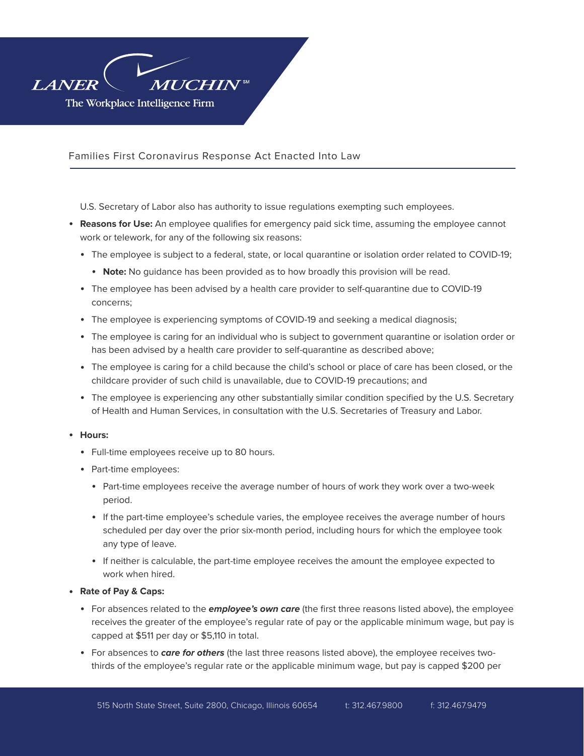U.S. Secretary of Labor also has authority to issue regulations exempting such employees.

- **Reasons for Use:** An employee qualifies for emergency paid sick time, assuming the employee cannot work or telework, for any of the following six reasons:
  - The employee is subject to a federal, state, or local quarantine or isolation order related to COVID-19;
    - **Note:** No guidance has been provided as to how broadly this provision will be read.
  - The employee has been advised by a health care provider to self-quarantine due to COVID-19 concerns;
  - The employee is experiencing symptoms of COVID-19 and seeking a medical diagnosis;
  - The employee is caring for an individual who is subject to government quarantine or isolation order or has been advised by a health care provider to self-quarantine as described above;
  - The employee is caring for a child because the child's school or place of care has been closed, or the childcare provider of such child is unavailable, due to COVID-19 precautions; and
  - The employee is experiencing any other substantially similar condition specified by the U.S. Secretary of Health and Human Services, in consultation with the U.S. Secretaries of Treasury and Labor.
- **Hours:**
  - Full-time employees receive up to 80 hours.
  - Part-time employees:
    - Part-time employees receive the average number of hours of work they work over a two-week period.
    - If the part-time employee's schedule varies, the employee receives the average number of hours scheduled per day over the prior six-month period, including hours for which the employee took any type of leave.
    - If neither is calculable, the part-time employee receives the amount the employee expected to work when hired.
- **Rate of Pay & Caps:**
  - For absences related to the ***employee's own care*** (the first three reasons listed above), the employee receives the greater of the employee's regular rate of pay or the applicable minimum wage, but pay is capped at $511 per day or $5,110 in total.
  - For absences to ***care for others*** (the last three reasons listed above), the employee receives two-thirds of the employee's regular rate or the applicable minimum wage, but pay is capped $200 per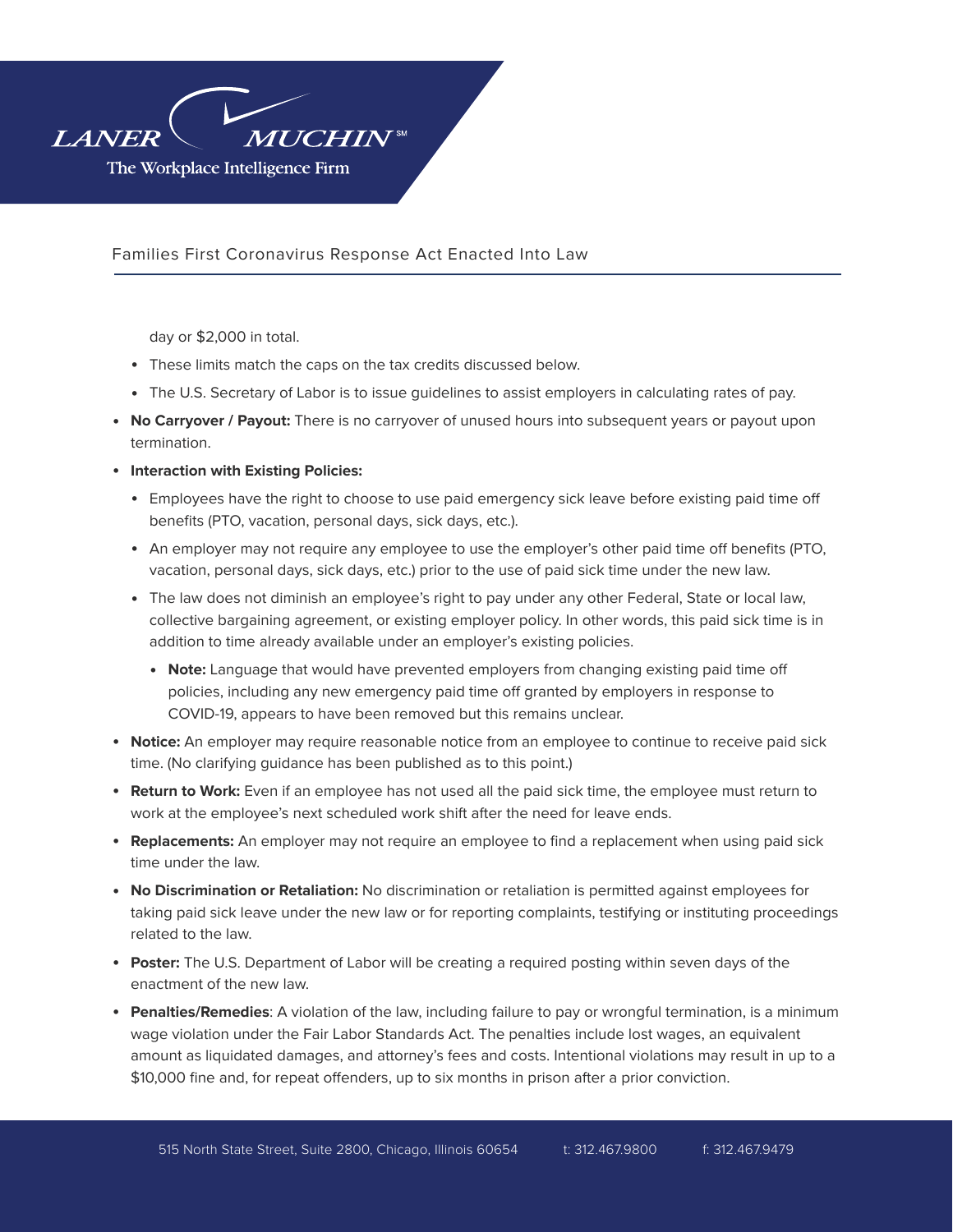day or $2,000 in total.

- These limits match the caps on the tax credits discussed below.
- The U.S. Secretary of Labor is to issue guidelines to assist employers in calculating rates of pay.

- **No Carryover / Payout:** There is no carryover of unused hours into subsequent years or payout upon termination.
- **Interaction with Existing Policies:**
  - Employees have the right to choose to use paid emergency sick leave before existing paid time off benefits (PTO, vacation, personal days, sick days, etc.).
  - An employer may not require any employee to use the employer's other paid time off benefits (PTO, vacation, personal days, sick days, etc.) prior to the use of paid sick time under the new law.
  - The law does not diminish an employee's right to pay under any other Federal, State or local law, collective bargaining agreement, or existing employer policy. In other words, this paid sick time is in addition to time already available under an employer's existing policies.
    - **Note:** Language that would have prevented employers from changing existing paid time off policies, including any new emergency paid time off granted by employers in response to COVID-19, appears to have been removed but this remains unclear.
- **Notice:** An employer may require reasonable notice from an employee to continue to receive paid sick time. (No clarifying guidance has been published as to this point.)
- **Return to Work:** Even if an employee has not used all the paid sick time, the employee must return to work at the employee's next scheduled work shift after the need for leave ends.
- **Replacements:** An employer may not require an employee to find a replacement when using paid sick time under the law.
- **No Discrimination or Retaliation:** No discrimination or retaliation is permitted against employees for taking paid sick leave under the new law or for reporting complaints, testifying or instituting proceedings related to the law.
- **Poster:** The U.S. Department of Labor will be creating a required posting within seven days of the enactment of the new law.
- **Penalties/Remedies**: A violation of the law, including failure to pay or wrongful termination, is a minimum wage violation under the Fair Labor Standards Act. The penalties include lost wages, an equivalent amount as liquidated damages, and attorney's fees and costs. Intentional violations may result in up to a $10,000 fine and, for repeat offenders, up to six months in prison after a prior conviction.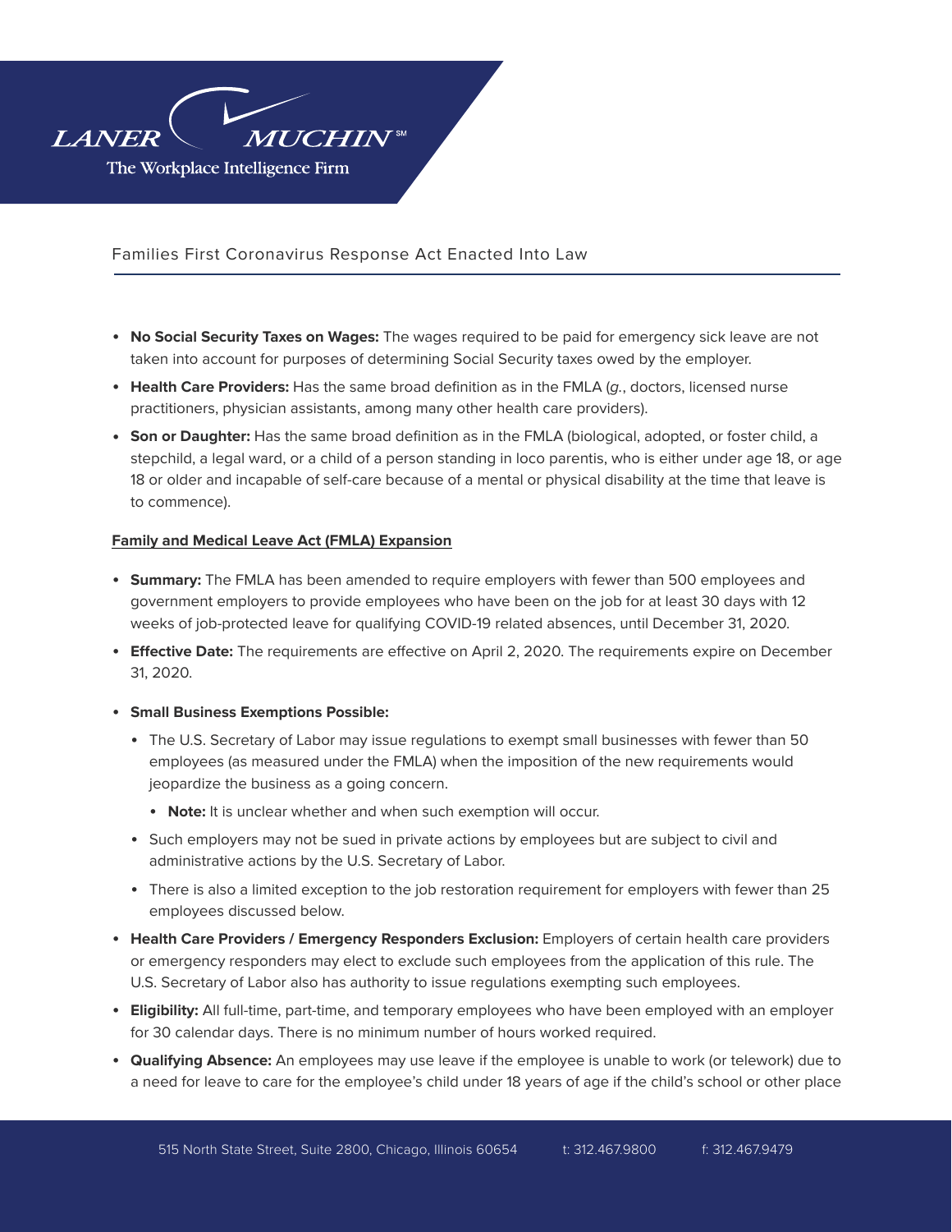- **No Social Security Taxes on Wages:** The wages required to be paid for emergency sick leave are not taken into account for purposes of determining Social Security taxes owed by the employer.
- **Health Care Providers:** Has the same broad definition as in the FMLA (*g.*, doctors, licensed nurse practitioners, physician assistants, among many other health care providers).
- **Son or Daughter:** Has the same broad definition as in the FMLA (biological, adopted, or foster child, a stepchild, a legal ward, or a child of a person standing in loco parentis, who is either under age 18, or age 18 or older and incapable of self-care because of a mental or physical disability at the time that leave is to commence).

**Family and Medical Leave Act (FMLA) Expansion**

- **Summary:** The FMLA has been amended to require employers with fewer than 500 employees and government employers to provide employees who have been on the job for at least 30 days with 12 weeks of job-protected leave for qualifying COVID-19 related absences, until December 31, 2020.
- **Effective Date:** The requirements are effective on April 2, 2020. The requirements expire on December 31, 2020.
- **Small Business Exemptions Possible:**
  - The U.S. Secretary of Labor may issue regulations to exempt small businesses with fewer than 50 employees (as measured under the FMLA) when the imposition of the new requirements would jeopardize the business as a going concern.
    - **Note:** It is unclear whether and when such exemption will occur.
  - Such employers may not be sued in private actions by employees but are subject to civil and administrative actions by the U.S. Secretary of Labor.
  - There is also a limited exception to the job restoration requirement for employers with fewer than 25 employees discussed below.
- **Health Care Providers / Emergency Responders Exclusion:** Employers of certain health care providers or emergency responders may elect to exclude such employees from the application of this rule. The U.S. Secretary of Labor also has authority to issue regulations exempting such employees.
- **Eligibility:** All full-time, part-time, and temporary employees who have been employed with an employer for 30 calendar days. There is no minimum number of hours worked required.
- **Qualifying Absence:** An employees may use leave if the employee is unable to work (or telework) due to a need for leave to care for the employee's child under 18 years of age if the child's school or other place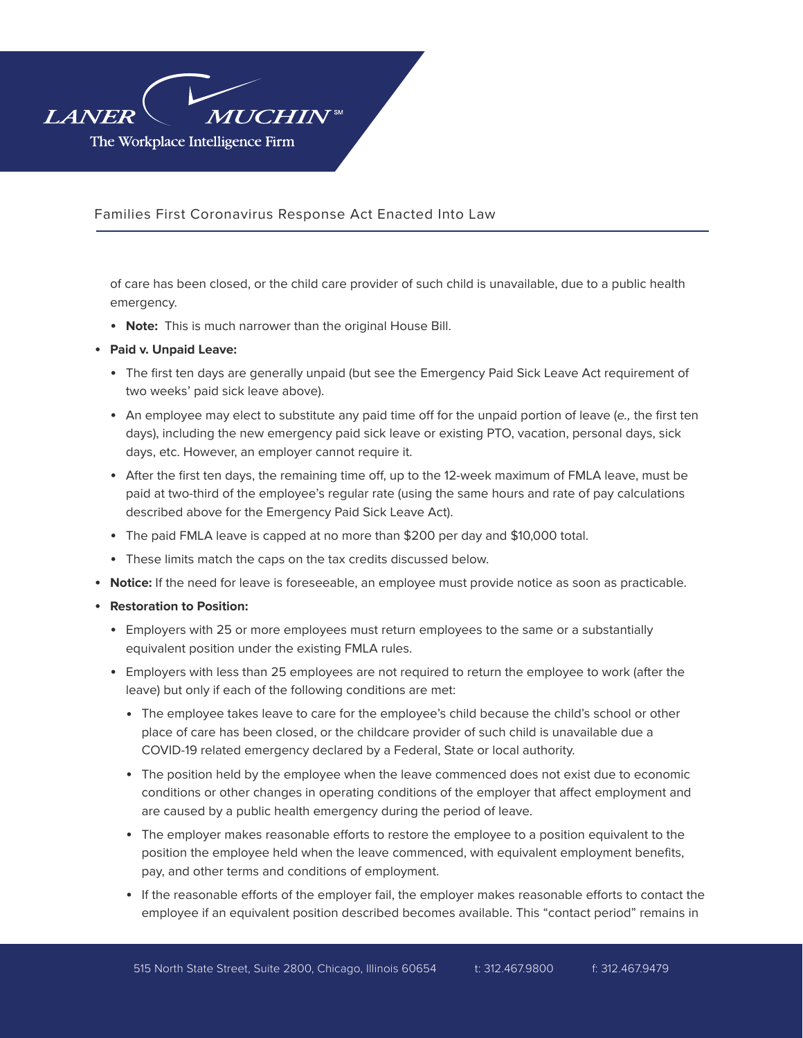of care has been closed, or the child care provider of such child is unavailable, due to a public health emergency.

  - **Note:** This is much narrower than the original House Bill.

- **Paid v. Unpaid Leave:**
  - The first ten days are generally unpaid (but see the Emergency Paid Sick Leave Act requirement of two weeks' paid sick leave above).
  - An employee may elect to substitute any paid time off for the unpaid portion of leave (*e.,* the first ten days), including the new emergency paid sick leave or existing PTO, vacation, personal days, sick days, etc. However, an employer cannot require it.
  - After the first ten days, the remaining time off, up to the 12-week maximum of FMLA leave, must be paid at two-third of the employee's regular rate (using the same hours and rate of pay calculations described above for the Emergency Paid Sick Leave Act).
  - The paid FMLA leave is capped at no more than $200 per day and $10,000 total.
  - These limits match the caps on the tax credits discussed below.
- **Notice:** If the need for leave is foreseeable, an employee must provide notice as soon as practicable.
- **Restoration to Position:**
  - Employers with 25 or more employees must return employees to the same or a substantially equivalent position under the existing FMLA rules.
  - Employers with less than 25 employees are not required to return the employee to work (after the leave) but only if each of the following conditions are met:
    - The employee takes leave to care for the employee's child because the child's school or other place of care has been closed, or the childcare provider of such child is unavailable due a COVID-19 related emergency declared by a Federal, State or local authority.
    - The position held by the employee when the leave commenced does not exist due to economic conditions or other changes in operating conditions of the employer that affect employment and are caused by a public health emergency during the period of leave.
    - The employer makes reasonable efforts to restore the employee to a position equivalent to the position the employee held when the leave commenced, with equivalent employment benefits, pay, and other terms and conditions of employment.
    - If the reasonable efforts of the employer fail, the employer makes reasonable efforts to contact the employee if an equivalent position described becomes available. This "contact period" remains in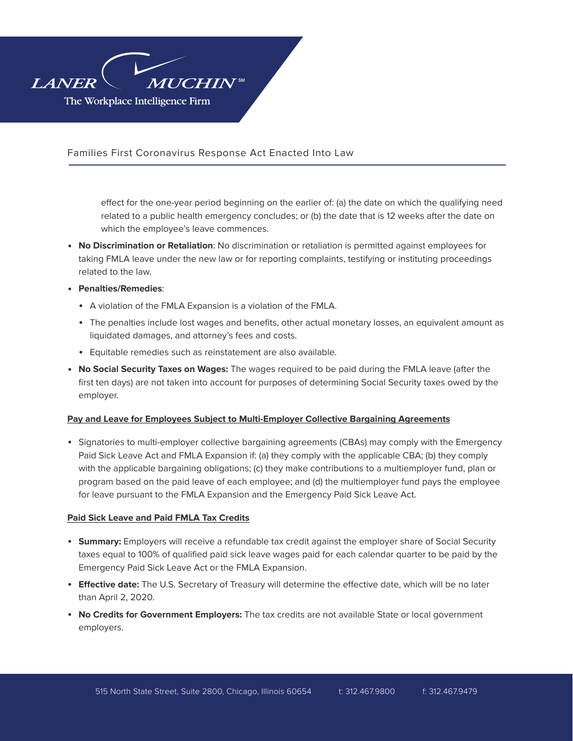effect for the one-year period beginning on the earlier of: (a) the date on which the qualifying need related to a public health emergency concludes; or (b) the date that is 12 weeks after the date on which the employee's leave commences.

- **No Discrimination or Retaliation**: No discrimination or retaliation is permitted against employees for taking FMLA leave under the new law or for reporting complaints, testifying or instituting proceedings related to the law.
- **Penalties/Remedies**:
  - A violation of the FMLA Expansion is a violation of the FMLA.
  - The penalties include lost wages and benefits, other actual monetary losses, an equivalent amount as liquidated damages, and attorney's fees and costs.
  - Equitable remedies such as reinstatement are also available.
- **No Social Security Taxes on Wages:** The wages required to be paid during the FMLA leave (after the first ten days) are not taken into account for purposes of determining Social Security taxes owed by the employer.

**Pay and Leave for Employees Subject to Multi-Employer Collective Bargaining Agreements**

- Signatories to multi-employer collective bargaining agreements (CBAs) may comply with the Emergency Paid Sick Leave Act and FMLA Expansion if: (a) they comply with the applicable CBA; (b) they comply with the applicable bargaining obligations; (c) they make contributions to a multiemployer fund, plan or program based on the paid leave of each employee; and (d) the multiemployer fund pays the employee for leave pursuant to the FMLA Expansion and the Emergency Paid Sick Leave Act.

**Paid Sick Leave and Paid FMLA Tax Credits**

- **Summary:** Employers will receive a refundable tax credit against the employer share of Social Security taxes equal to 100% of qualified paid sick leave wages paid for each calendar quarter to be paid by the Emergency Paid Sick Leave Act or the FMLA Expansion.
- **Effective date:** The U.S. Secretary of Treasury will determine the effective date, which will be no later than April 2, 2020.
- **No Credits for Government Employers:** The tax credits are not available State or local government employers.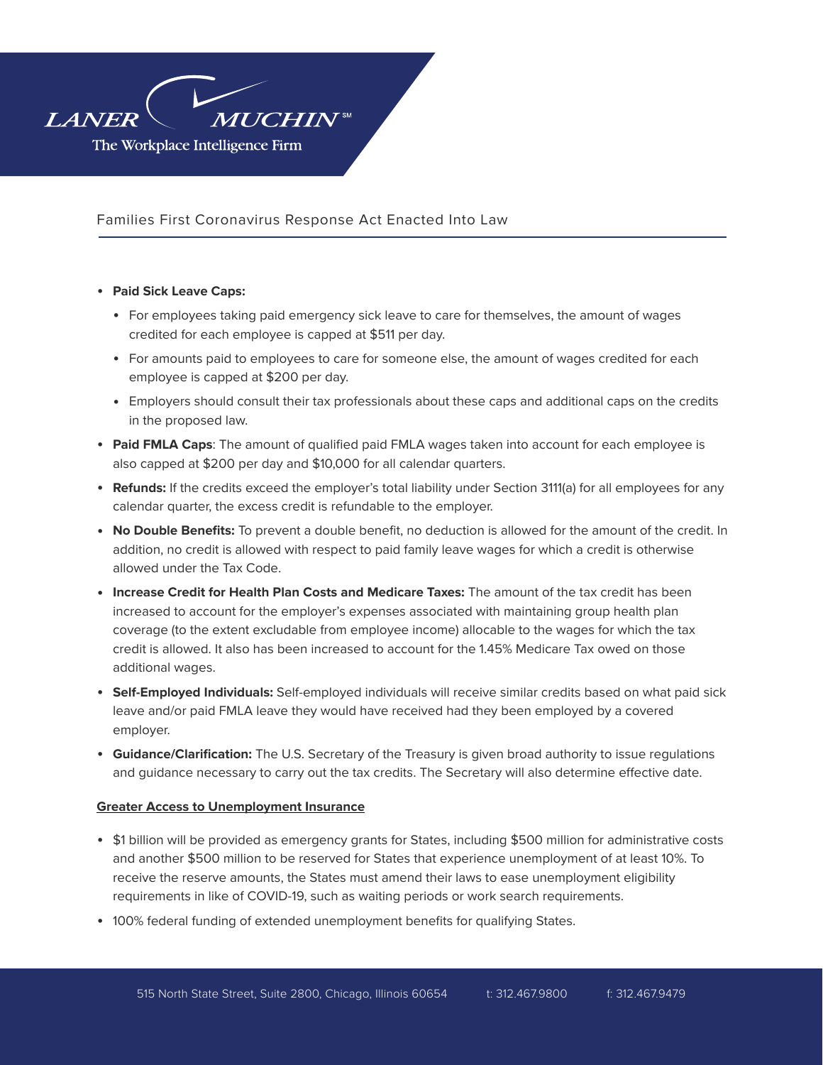- **Paid Sick Leave Caps:**
  - For employees taking paid emergency sick leave to care for themselves, the amount of wages credited for each employee is capped at $511 per day.
  - For amounts paid to employees to care for someone else, the amount of wages credited for each employee is capped at $200 per day.
  - Employers should consult their tax professionals about these caps and additional caps on the credits in the proposed law.
- **Paid FMLA Caps**: The amount of qualified paid FMLA wages taken into account for each employee is also capped at $200 per day and $10,000 for all calendar quarters.
- **Refunds:** If the credits exceed the employer's total liability under Section 3111(a) for all employees for any calendar quarter, the excess credit is refundable to the employer.
- **No Double Benefits:** To prevent a double benefit, no deduction is allowed for the amount of the credit. In addition, no credit is allowed with respect to paid family leave wages for which a credit is otherwise allowed under the Tax Code.
- **Increase Credit for Health Plan Costs and Medicare Taxes:** The amount of the tax credit has been increased to account for the employer's expenses associated with maintaining group health plan coverage (to the extent excludable from employee income) allocable to the wages for which the tax credit is allowed. It also has been increased to account for the 1.45% Medicare Tax owed on those additional wages.
- **Self-Employed Individuals:** Self-employed individuals will receive similar credits based on what paid sick leave and/or paid FMLA leave they would have received had they been employed by a covered employer.
- **Guidance/Clarification:** The U.S. Secretary of the Treasury is given broad authority to issue regulations and guidance necessary to carry out the tax credits. The Secretary will also determine effective date.

**Greater Access to Unemployment Insurance**

- $1 billion will be provided as emergency grants for States, including $500 million for administrative costs and another $500 million to be reserved for States that experience unemployment of at least 10%. To receive the reserve amounts, the States must amend their laws to ease unemployment eligibility requirements in like of COVID-19, such as waiting periods or work search requirements.
- 100% federal funding of extended unemployment benefits for qualifying States.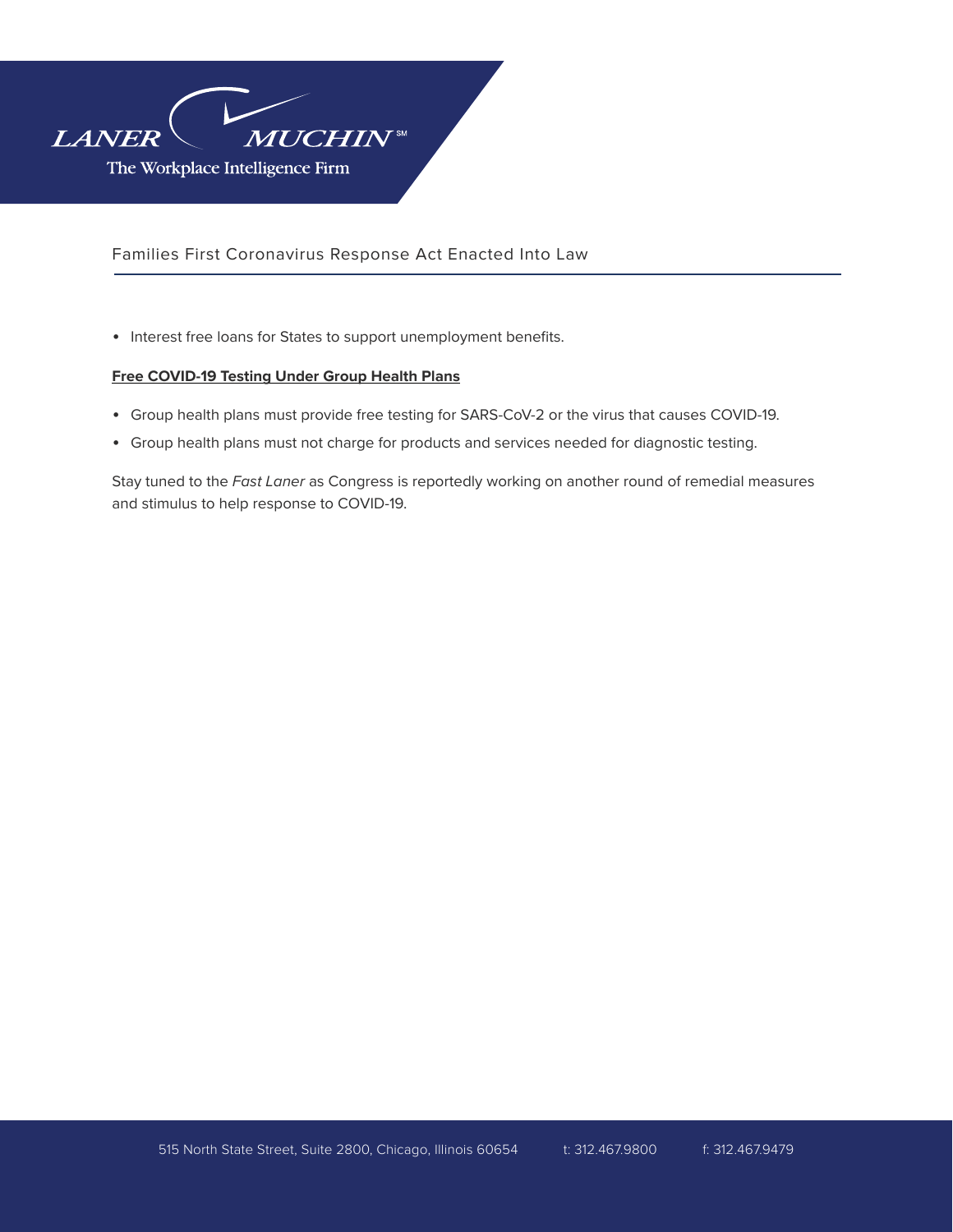- Interest free loans for States to support unemployment benefits.

**Free COVID-19 Testing Under Group Health Plans**

- Group health plans must provide free testing for SARS-CoV-2 or the virus that causes COVID-19.
- Group health plans must not charge for products and services needed for diagnostic testing.

Stay tuned to the *Fast Laner* as Congress is reportedly working on another round of remedial measures and stimulus to help response to COVID-19.